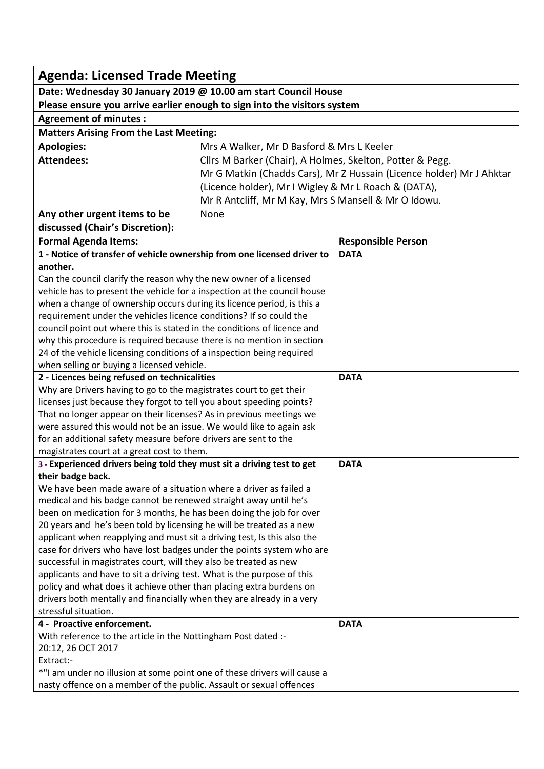| **Agenda: Licensed Trade Meeting** | | |
|---|---|---|
| **Date: Wednesday 30 January 2019 @ 10.00 am start Council House** | | |
| **Please ensure you arrive earlier enough to sign into the visitors system** | | |
| **Agreement of minutes :** | | |
| **Matters Arising From the Last Meeting:** | | |
| **Apologies:** | Mrs A Walker, Mr D Basford & Mrs L Keeler | |
| **Attendees:** | Cllrs M Barker (Chair), A Holmes, Skelton, Potter & Pegg. Mr G Matkin (Chadds Cars), Mr Z Hussain (Licence holder) Mr J Ahktar (Licence holder), Mr I Wigley & Mr L Roach & (DATA), Mr R Antcliff, Mr M Kay, Mrs S Mansell & Mr O Idowu. | |
| **Any other urgent items to be discussed (Chair's Discretion):** | None | |
| **Formal Agenda Items:** | | **Responsible Person** |
| **1 - Notice of transfer of vehicle ownership from one licensed driver to another.** Can the council clarify the reason why the new owner of a licensed vehicle has to present the vehicle for a inspection at the council house when a change of ownership occurs during its licence period, is this a requirement under the vehicles licence conditions? If so could the council point out where this is stated in the conditions of licence and why this procedure is required because there is no mention in section 24 of the vehicle licensing conditions of a inspection being required when selling or buying a licensed vehicle. | | **DATA** |
| **2 - Licences being refused on technicalities** Why are Drivers having to go to the magistrates court to get their licenses just because they forgot to tell you about speeding points? That no longer appear on their licenses? As in previous meetings we were assured this would not be an issue. We would like to again ask for an additional safety measure before drivers are sent to the magistrates court at a great cost to them. | | **DATA** |
| **3 - Experienced drivers being told they must sit a driving test to get their badge back.** We have been made aware of a situation where a driver as failed a medical and his badge cannot be renewed straight away until he's been on medication for 3 months, he has been doing the job for over 20 years and he's been told by licensing he will be treated as a new applicant when reapplying and must sit a driving test, Is this also the case for drivers who have lost badges under the points system who are successful in magistrates court, will they also be treated as new applicants and have to sit a driving test. What is the purpose of this policy and what does it achieve other than placing extra burdens on drivers both mentally and financially when they are already in a very stressful situation. | | **DATA** |
| **4 - Proactive enforcement.** With reference to the article in the Nottingham Post dated :- 20:12, 26 OCT 2017 Extract:- *"I am under no illusion at some point one of these drivers will cause a nasty offence on a member of the public. Assault or sexual offences | | **DATA** |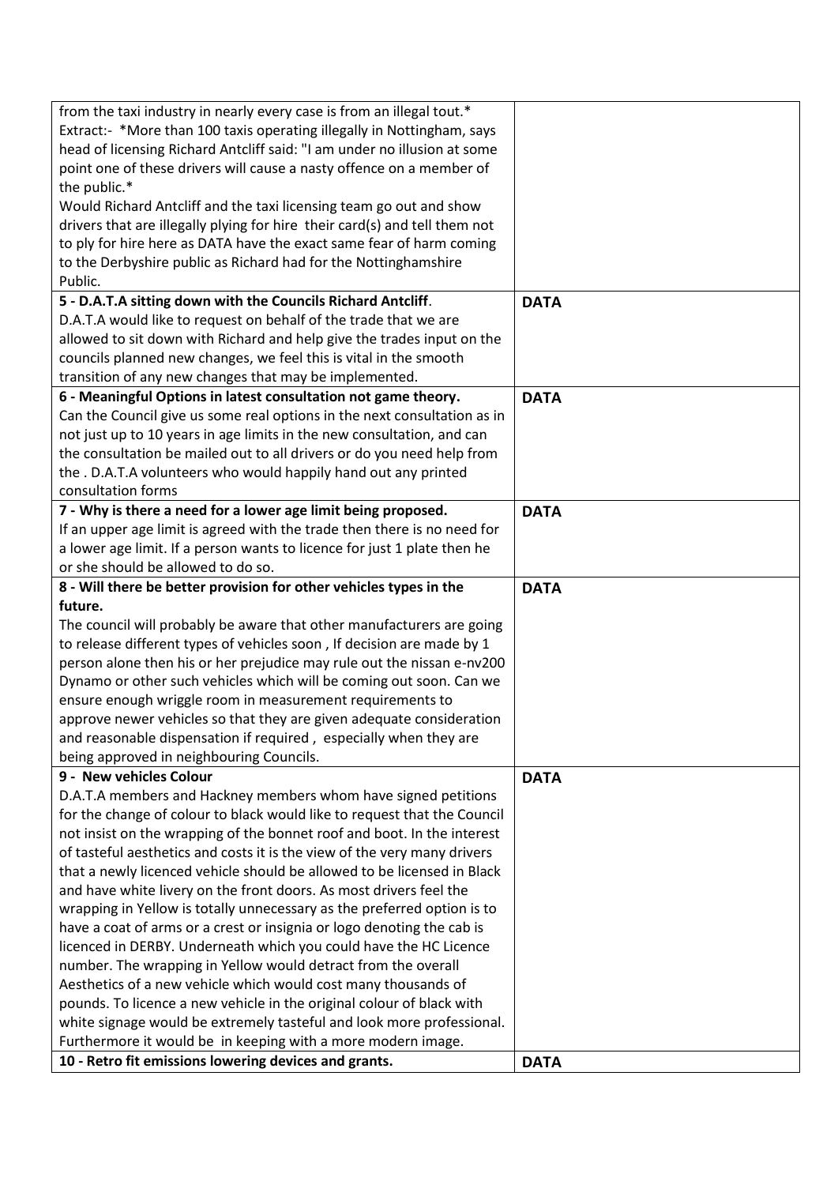| | |
|---|---|
| from the taxi industry in nearly every case is from an illegal tout.*<br>Extract:- *More than 100 taxis operating illegally in Nottingham, says head of licensing Richard Antcliff said: "I am under no illusion at some point one of these drivers will cause a nasty offence on a member of the public.*<br>Would Richard Antcliff and the taxi licensing team go out and show drivers that are illegally plying for hire their card(s) and tell them not to ply for hire here as DATA have the exact same fear of harm coming to the Derbyshire public as Richard had for the Nottinghamshire Public. | |
| **5 - D.A.T.A sitting down with the Councils Richard Antcliff**.<br>D.A.T.A would like to request on behalf of the trade that we are allowed to sit down with Richard and help give the trades input on the councils planned new changes, we feel this is vital in the smooth transition of any new changes that may be implemented. | **DATA** |
| **6 - Meaningful Options in latest consultation not game theory.**<br>Can the Council give us some real options in the next consultation as in not just up to 10 years in age limits in the new consultation, and can the consultation be mailed out to all drivers or do you need help from the . D.A.T.A volunteers who would happily hand out any printed consultation forms | **DATA** |
| **7 - Why is there a need for a lower age limit being proposed.**<br>If an upper age limit is agreed with the trade then there is no need for a lower age limit. If a person wants to licence for just 1 plate then he or she should be allowed to do so. | **DATA** |
| **8 - Will there be better provision for other vehicles types in the future.**<br>The council will probably be aware that other manufacturers are going to release different types of vehicles soon , If decision are made by 1 person alone then his or her prejudice may rule out the nissan e-nv200 Dynamo or other such vehicles which will be coming out soon. Can we ensure enough wriggle room in measurement requirements to approve newer vehicles so that they are given adequate consideration and reasonable dispensation if required , especially when they are being approved in neighbouring Councils. | **DATA** |
| **9 - New vehicles Colour**<br>D.A.T.A members and Hackney members whom have signed petitions for the change of colour to black would like to request that the Council not insist on the wrapping of the bonnet roof and boot. In the interest of tasteful aesthetics and costs it is the view of the very many drivers that a newly licenced vehicle should be allowed to be licensed in Black and have white livery on the front doors. As most drivers feel the wrapping in Yellow is totally unnecessary as the preferred option is to have a coat of arms or a crest or insignia or logo denoting the cab is licenced in DERBY. Underneath which you could have the HC Licence number. The wrapping in Yellow would detract from the overall Aesthetics of a new vehicle which would cost many thousands of pounds. To licence a new vehicle in the original colour of black with white signage would be extremely tasteful and look more professional. Furthermore it would be in keeping with a more modern image. | **DATA** |
| **10 - Retro fit emissions lowering devices and grants.** | **DATA** |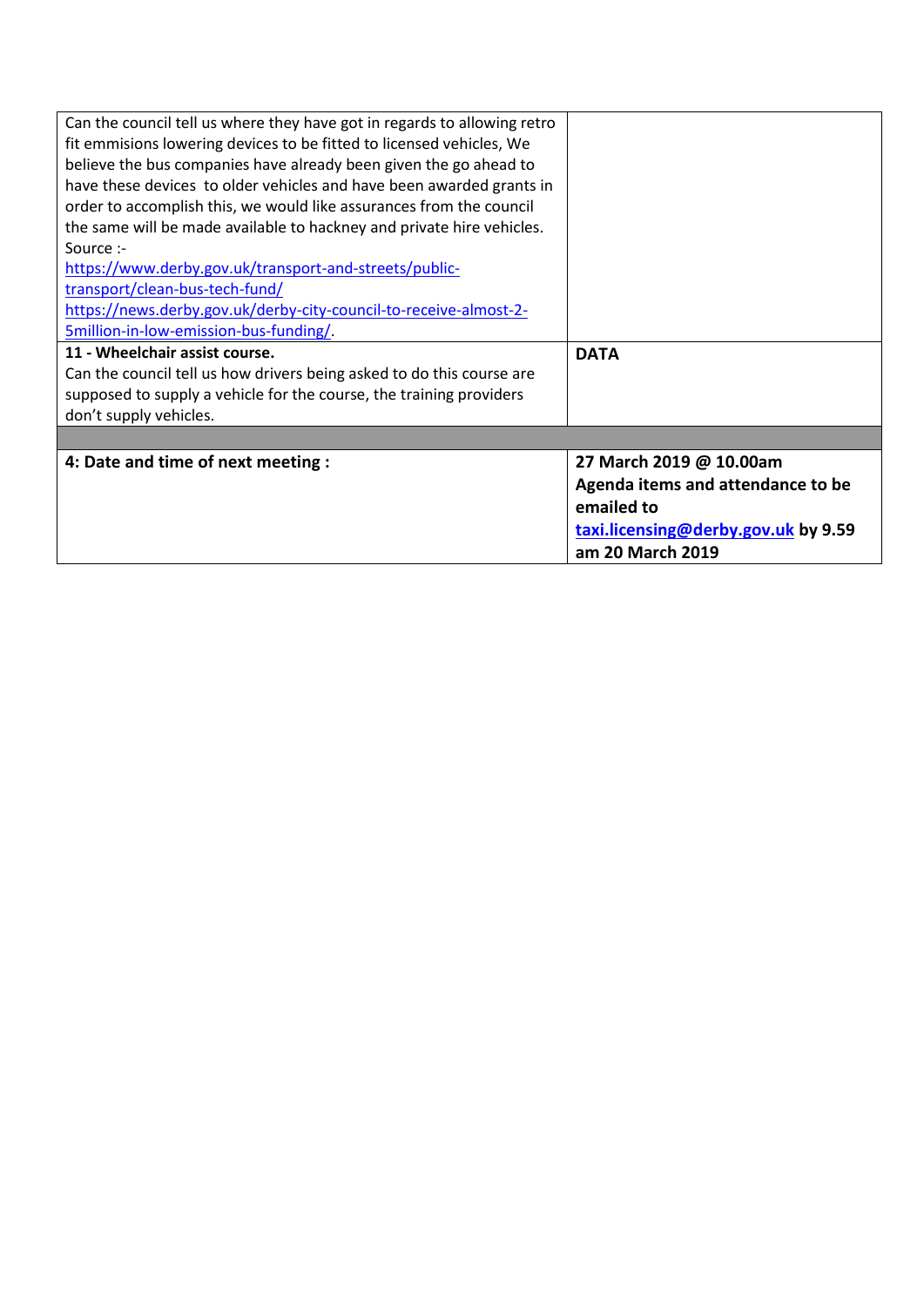| | |
|---|---|
| Can the council tell us where they have got in regards to allowing retro fit emmisions lowering devices to be fitted to licensed vehicles, We believe the bus companies have already been given the go ahead to have these devices to older vehicles and have been awarded grants in order to accomplish this, we would like assurances from the council the same will be made available to hackney and private hire vehicles.<br>Source :-<br>https://www.derby.gov.uk/transport-and-streets/public-transport/clean-bus-tech-fund/<br>https://news.derby.gov.uk/derby-city-council-to-receive-almost-2-5million-in-low-emission-bus-funding/. | |
| **11 - Wheelchair assist course.**<br>Can the council tell us how drivers being asked to do this course are supposed to supply a vehicle for the course, the training providers don't supply vehicles. | **DATA** |
| | |
| **4: Date and time of next meeting :** | **27 March 2019 @ 10.00am**<br>**Agenda items and attendance to be emailed to taxi.licensing@derby.gov.uk by 9.59 am 20 March 2019** |